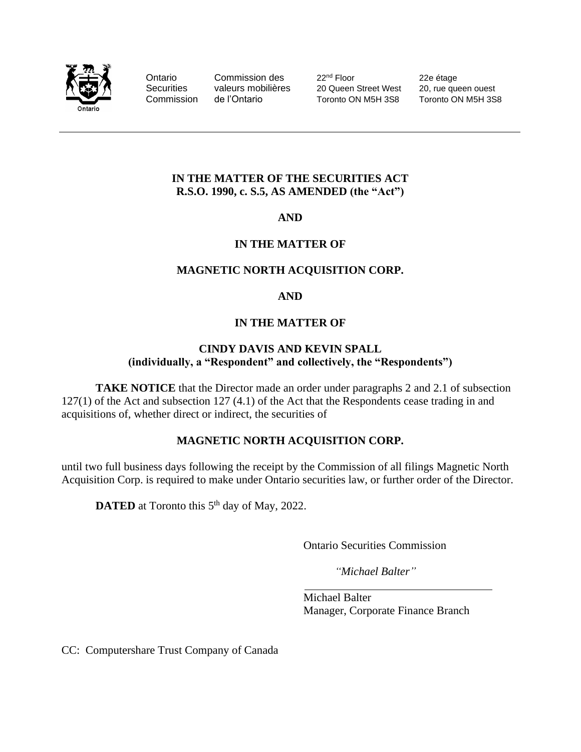Ontario Securities Commission | Commission des valeurs mobilières de l'Ontario | 22nd Floor, 20 Queen Street West, Toronto ON M5H 3S8 | 22e étage, 20, rue queen ouest, Toronto ON M5H 3S8

**IN THE MATTER OF THE SECURITIES ACT R.S.O. 1990, c. S.5, AS AMENDED (the "Act")**

**AND**

**IN THE MATTER OF**

**MAGNETIC NORTH ACQUISITION CORP.**

**AND**

**IN THE MATTER OF**

**CINDY DAVIS AND KEVIN SPALL (individually, a "Respondent" and collectively, the "Respondents")**

**TAKE NOTICE** that the Director made an order under paragraphs 2 and 2.1 of subsection 127(1) of the Act and subsection 127 (4.1) of the Act that the Respondents cease trading in and acquisitions of, whether direct or indirect, the securities of

**MAGNETIC NORTH ACQUISITION CORP.**

until two full business days following the receipt by the Commission of all filings Magnetic North Acquisition Corp. is required to make under Ontario securities law, or further order of the Director.

**DATED** at Toronto this 5th day of May, 2022.

Ontario Securities Commission

*"Michael Balter"*

Michael Balter
Manager, Corporate Finance Branch

CC: Computershare Trust Company of Canada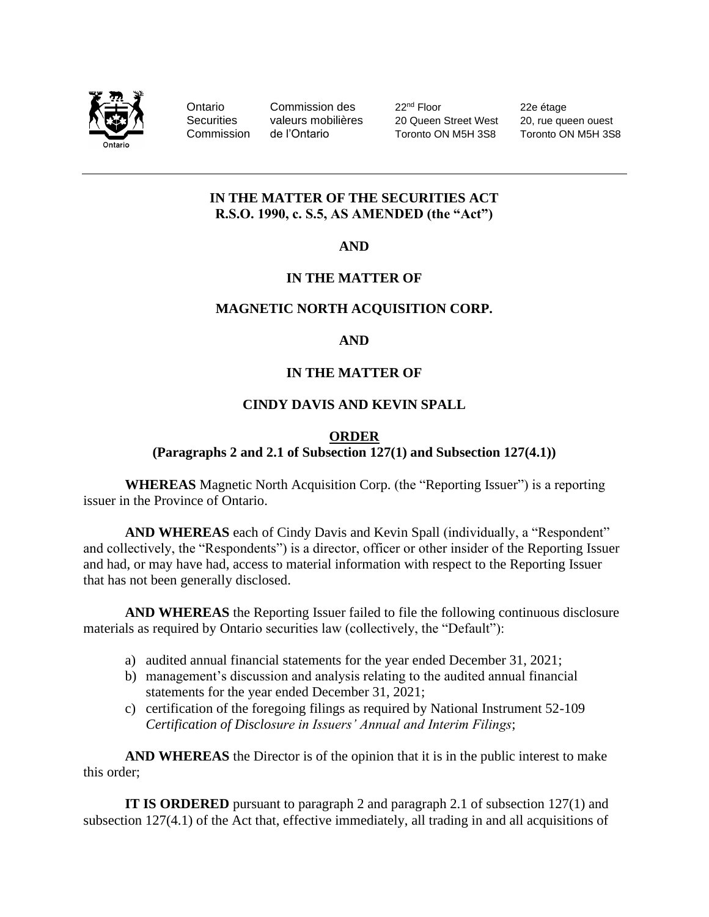Ontario Securities Commission | Commission des valeurs mobilières de l'Ontario | 22nd Floor 20 Queen Street West Toronto ON M5H 3S8 | 22e étage 20, rue queen ouest Toronto ON M5H 3S8

**IN THE MATTER OF THE SECURITIES ACT R.S.O. 1990, c. S.5, AS AMENDED (the "Act")**

**AND**

**IN THE MATTER OF**

**MAGNETIC NORTH ACQUISITION CORP.**

**AND**

**IN THE MATTER OF**

**CINDY DAVIS AND KEVIN SPALL**

**ORDER**
**(Paragraphs 2 and 2.1 of Subsection 127(1) and Subsection 127(4.1))**

**WHEREAS** Magnetic North Acquisition Corp. (the "Reporting Issuer") is a reporting issuer in the Province of Ontario.

**AND WHEREAS** each of Cindy Davis and Kevin Spall (individually, a "Respondent" and collectively, the "Respondents") is a director, officer or other insider of the Reporting Issuer and had, or may have had, access to material information with respect to the Reporting Issuer that has not been generally disclosed.

**AND WHEREAS** the Reporting Issuer failed to file the following continuous disclosure materials as required by Ontario securities law (collectively, the "Default"):

a) audited annual financial statements for the year ended December 31, 2021;
b) management's discussion and analysis relating to the audited annual financial statements for the year ended December 31, 2021;
c) certification of the foregoing filings as required by National Instrument 52-109 *Certification of Disclosure in Issuers' Annual and Interim Filings*;

**AND WHEREAS** the Director is of the opinion that it is in the public interest to make this order;

**IT IS ORDERED** pursuant to paragraph 2 and paragraph 2.1 of subsection 127(1) and subsection 127(4.1) of the Act that, effective immediately, all trading in and all acquisitions of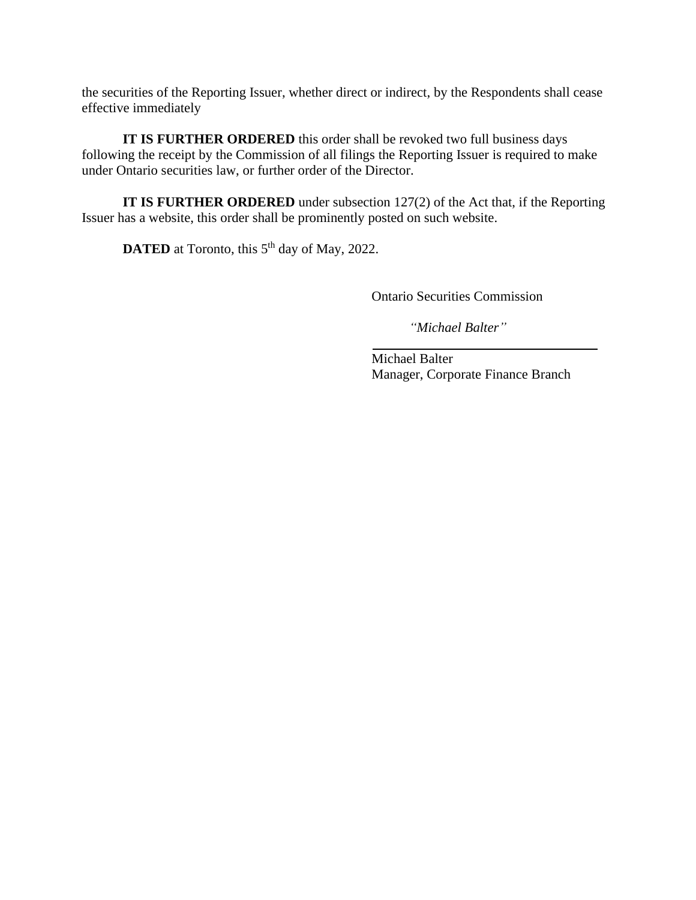the securities of the Reporting Issuer, whether direct or indirect, by the Respondents shall cease effective immediately

**IT IS FURTHER ORDERED** this order shall be revoked two full business days following the receipt by the Commission of all filings the Reporting Issuer is required to make under Ontario securities law, or further order of the Director.

**IT IS FURTHER ORDERED** under subsection 127(2) of the Act that, if the Reporting Issuer has a website, this order shall be prominently posted on such website.

**DATED** at Toronto, this 5th day of May, 2022.

Ontario Securities Commission

*"Michael Balter"*

Michael Balter
Manager, Corporate Finance Branch